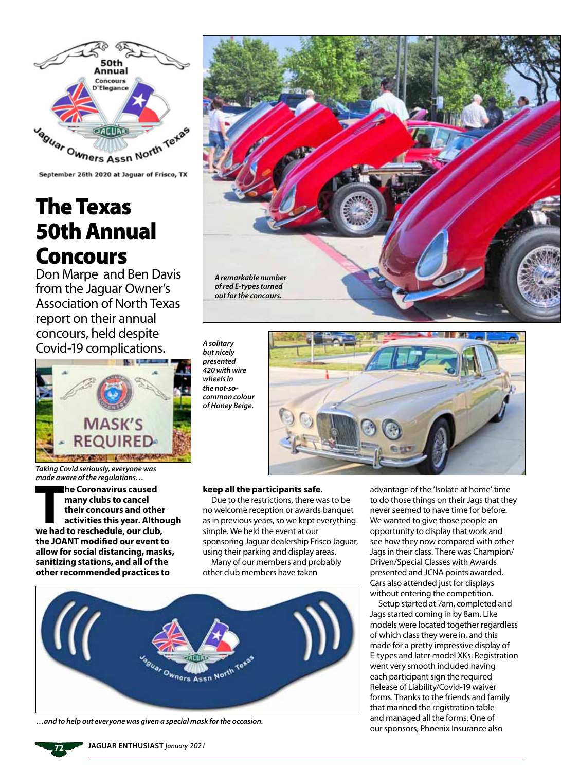# The Texas 50th Annual Concours

Don Marpe and Ben Davis from the Jaguar Owner's Association of North Texas report on their annual concours, held despite Covid-19 complications.

*Taking Covid seriously, everyone was made aware of the regulations…*

*A remarkable number of red E-types turned out for the concours.*

*A solitary but nicely presented 420 with wire wheels in the not-so-common colour of Honey Beige.*

**The Coronavirus caused many clubs to cancel their concours and other activities this year. Although we had to reschedule, our club, the JOANT modified our event to allow for social distancing, masks, sanitizing stations, and all of the other recommended practices to keep all the participants safe.**

Due to the restrictions, there was to be no welcome reception or awards banquet as in previous years, so we kept everything simple. We held the event at our sponsoring Jaguar dealership Frisco Jaguar, using their parking and display areas.

Many of our members and probably other club members have taken advantage of the 'Isolate at home' time to do those things on their Jags that they never seemed to have time for before. We wanted to give those people an opportunity to display that work and see how they now compared with other Jags in their class. There was Champion/Driven/Special Classes with Awards presented and JCNA points awarded. Cars also attended just for displays without entering the competition.

Setup started at 7am, completed and Jags started coming in by 8am. Like models were located together regardless of which class they were in, and this made for a pretty impressive display of E-types and later model XKs. Registration went very smooth included having each participant sign the required Release of Liability/Covid-19 waiver forms. Thanks to the friends and family that manned the registration table and managed all the forms. One of our sponsors, Phoenix Insurance also

*…and to help out everyone was given a special mask for the occasion.*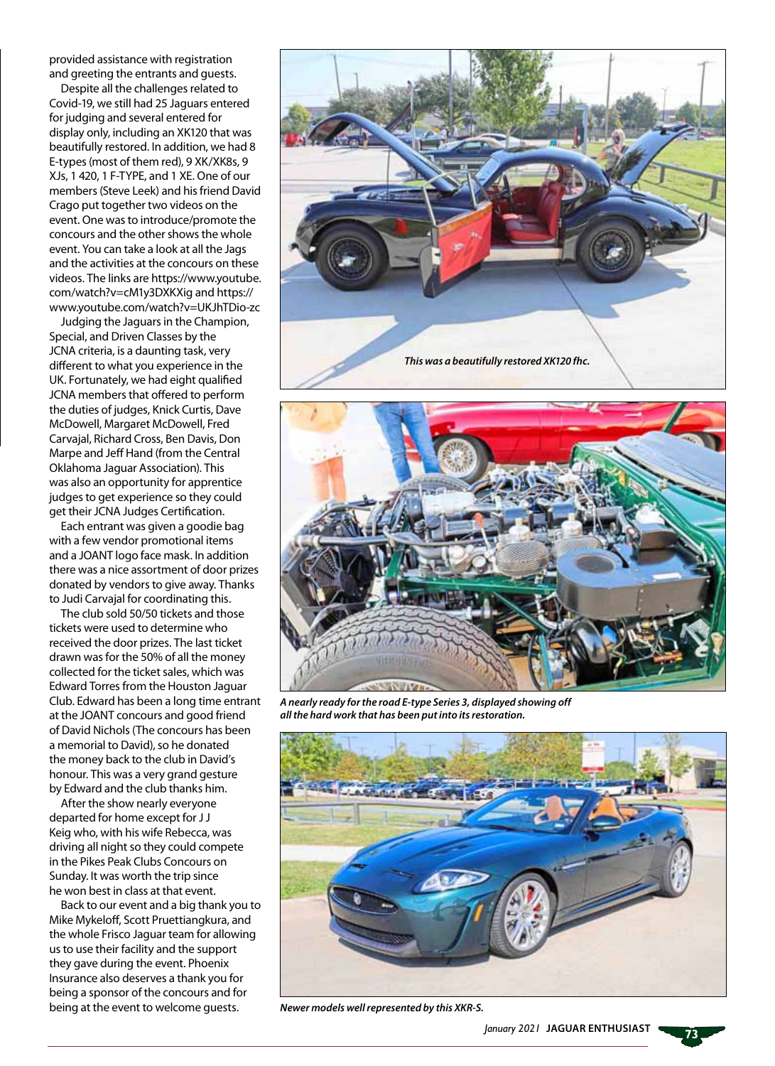provided assistance with registration and greeting the entrants and guests.

Despite all the challenges related to Covid-19, we still had 25 Jaguars entered for judging and several entered for display only, including an XK120 that was beautifully restored. In addition, we had 8 E-types (most of them red), 9 XK/XK8s, 9 XJs, 1 420, 1 F-TYPE, and 1 XE. One of our members (Steve Leek) and his friend David Crago put together two videos on the event. One was to introduce/promote the concours and the other shows the whole event. You can take a look at all the Jags and the activities at the concours on these videos. The links are https://www.youtube.com/watch?v=cM1y3DXKXig and https://www.youtube.com/watch?v=UKJhTDio-zc

Judging the Jaguars in the Champion, Special, and Driven Classes by the JCNA criteria, is a daunting task, very different to what you experience in the UK. Fortunately, we had eight qualified JCNA members that offered to perform the duties of judges, Knick Curtis, Dave McDowell, Margaret McDowell, Fred Carvajal, Richard Cross, Ben Davis, Don Marpe and Jeff Hand (from the Central Oklahoma Jaguar Association). This was also an opportunity for apprentice judges to get experience so they could get their JCNA Judges Certification.

Each entrant was given a goodie bag with a few vendor promotional items and a JOANT logo face mask. In addition there was a nice assortment of door prizes donated by vendors to give away. Thanks to Judi Carvajal for coordinating this.

The club sold 50/50 tickets and those tickets were used to determine who received the door prizes. The last ticket drawn was for the 50% of all the money collected for the ticket sales, which was Edward Torres from the Houston Jaguar Club. Edward has been a long time entrant at the JOANT concours and good friend of David Nichols (The concours has been a memorial to David), so he donated the money back to the club in David's honour. This was a very grand gesture by Edward and the club thanks him.

After the show nearly everyone departed for home except for J J Keig who, with his wife Rebecca, was driving all night so they could compete in the Pikes Peak Clubs Concours on Sunday. It was worth the trip since he won best in class at that event.

Back to our event and a big thank you to Mike Mykeloff, Scott Pruettiangkura, and the whole Frisco Jaguar team for allowing us to use their facility and the support they gave during the event. Phoenix Insurance also deserves a thank you for being a sponsor of the concours and for being at the event to welcome guests.

*This was a beautifully restored XK120 fhc.*

*A nearly ready for the road E-type Series 3, displayed showing off all the hard work that has been put into its restoration.*

*Newer models well represented by this XKR-S.*